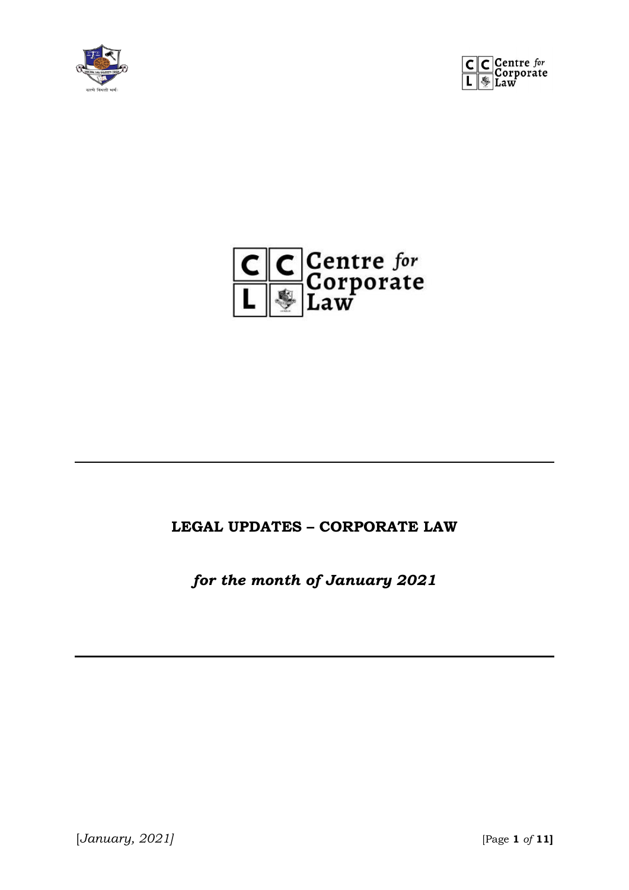Centre for Corporate Law

# LEGAL UPDATES – CORPORATE LAW

***for the month of January 2021***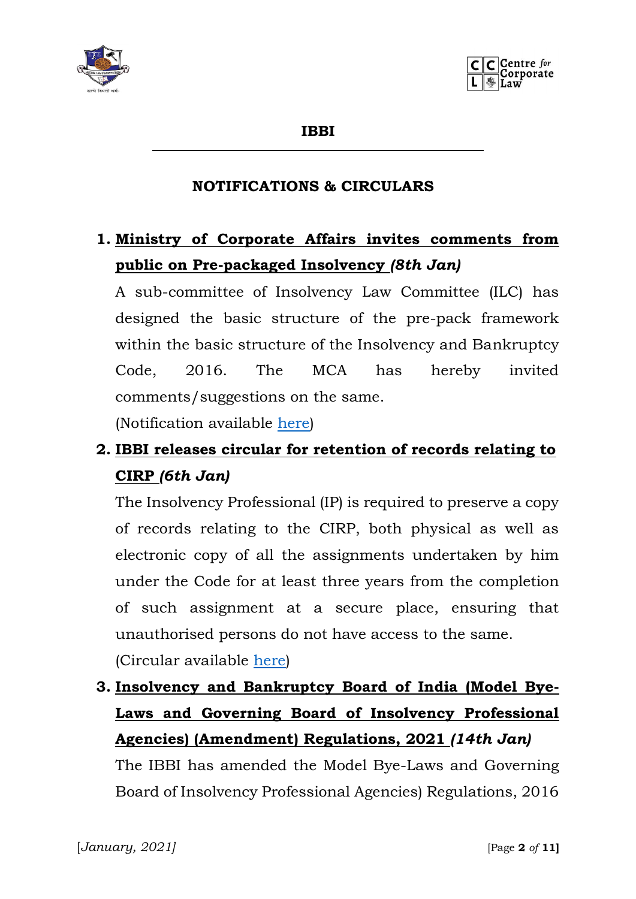## IBBI

### NOTIFICATIONS & CIRCULARS

1. **Ministry of Corporate Affairs invites comments from public on Pre-packaged Insolvency** ***(8th Jan)***

   A sub-committee of Insolvency Law Committee (ILC) has designed the basic structure of the pre-pack framework within the basic structure of the Insolvency and Bankruptcy Code, 2016. The MCA has hereby invited comments/suggestions on the same.

   (Notification available here)

2. **IBBI releases circular for retention of records relating to CIRP** ***(6th Jan)***

   The Insolvency Professional (IP) is required to preserve a copy of records relating to the CIRP, both physical as well as electronic copy of all the assignments undertaken by him under the Code for at least three years from the completion of such assignment at a secure place, ensuring that unauthorised persons do not have access to the same.

   (Circular available here)

3. **Insolvency and Bankruptcy Board of India (Model Bye-Laws and Governing Board of Insolvency Professional Agencies) (Amendment) Regulations, 2021** ***(14th Jan)***

   The IBBI has amended the Model Bye-Laws and Governing Board of Insolvency Professional Agencies) Regulations, 2016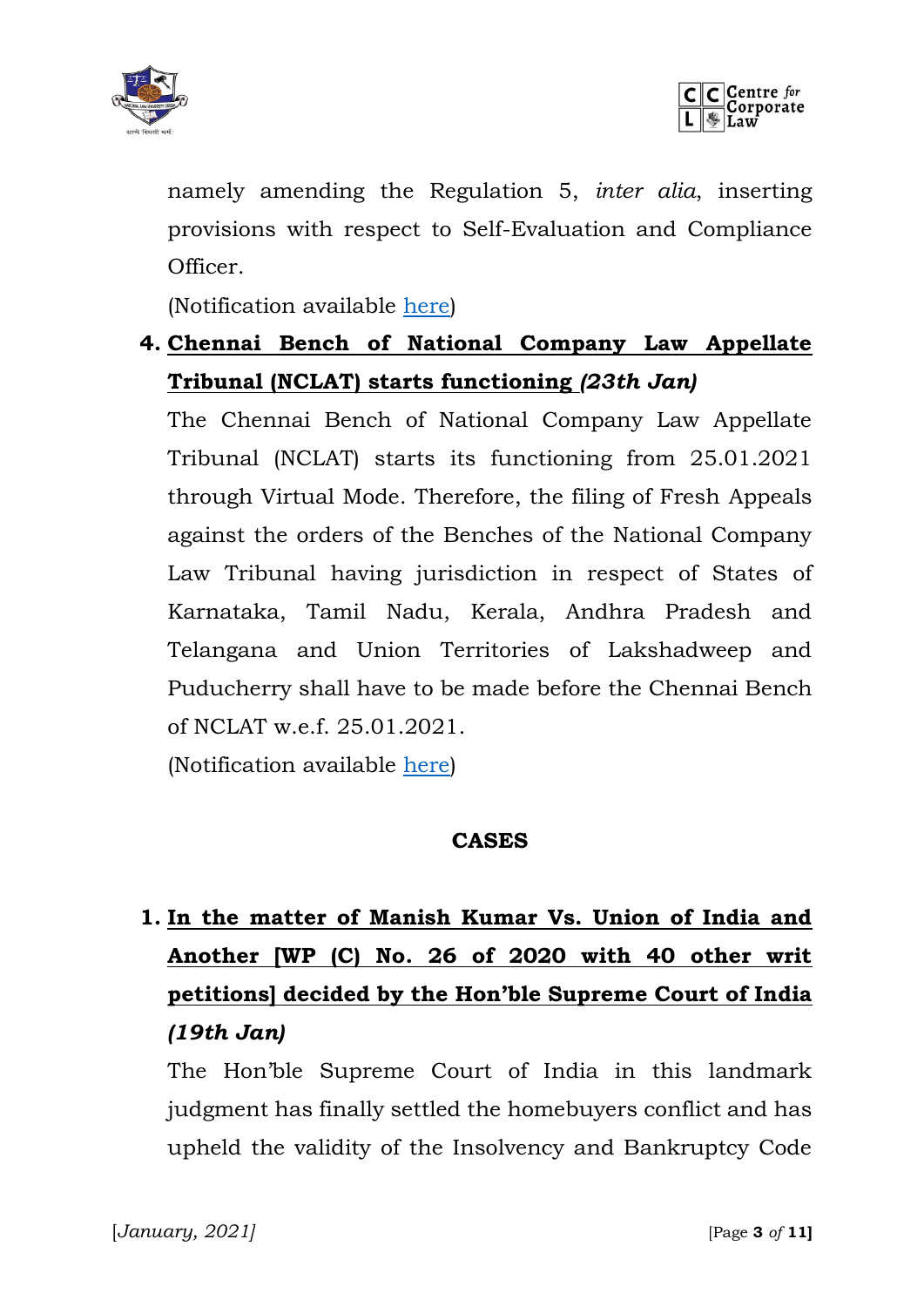namely amending the Regulation 5, *inter alia*, inserting provisions with respect to Self-Evaluation and Compliance Officer.

(Notification available here)

4. **Chennai Bench of National Company Law Appellate Tribunal (NCLAT) starts functioning *(23th Jan)***

   The Chennai Bench of National Company Law Appellate Tribunal (NCLAT) starts its functioning from 25.01.2021 through Virtual Mode. Therefore, the filing of Fresh Appeals against the orders of the Benches of the National Company Law Tribunal having jurisdiction in respect of States of Karnataka, Tamil Nadu, Kerala, Andhra Pradesh and Telangana and Union Territories of Lakshadweep and Puducherry shall have to be made before the Chennai Bench of NCLAT w.e.f. 25.01.2021.

   (Notification available here)

**CASES**

1. **In the matter of Manish Kumar Vs. Union of India and Another [WP (C) No. 26 of 2020 with 40 other writ petitions] decided by the Hon'ble Supreme Court of India *(19th Jan)***

   The Hon'ble Supreme Court of India in this landmark judgment has finally settled the homebuyers conflict and has upheld the validity of the Insolvency and Bankruptcy Code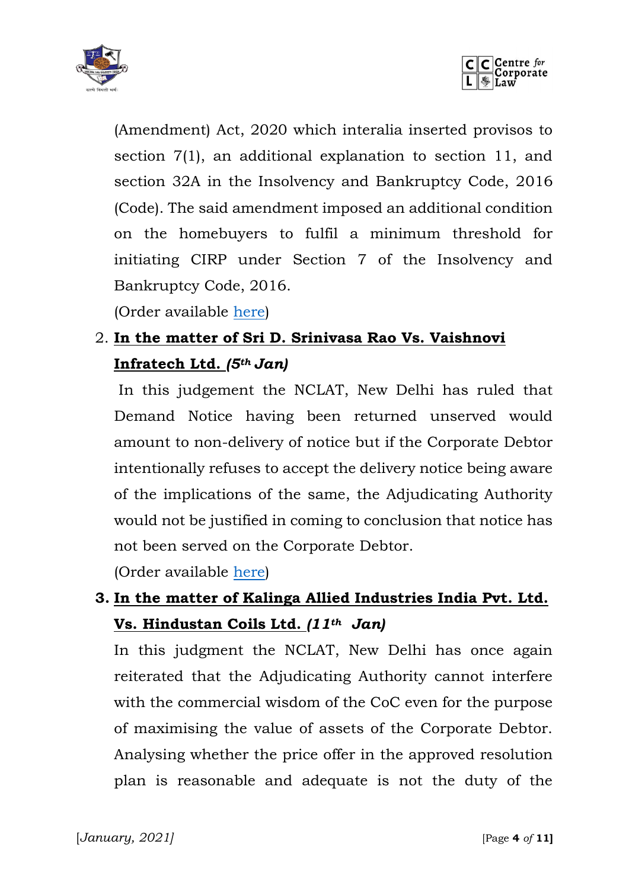(Amendment) Act, 2020 which interalia inserted provisos to section 7(1), an additional explanation to section 11, and section 32A in the Insolvency and Bankruptcy Code, 2016 (Code). The said amendment imposed an additional condition on the homebuyers to fulfil a minimum threshold for initiating CIRP under Section 7 of the Insolvency and Bankruptcy Code, 2016.

(Order available here)

2. **In the matter of Sri D. Srinivasa Rao Vs. Vaishnovi Infratech Ltd. *(5th Jan)***

   In this judgement the NCLAT, New Delhi has ruled that Demand Notice having been returned unserved would amount to non-delivery of notice but if the Corporate Debtor intentionally refuses to accept the delivery notice being aware of the implications of the same, the Adjudicating Authority would not be justified in coming to conclusion that notice has not been served on the Corporate Debtor.

   (Order available here)

3. **In the matter of Kalinga Allied Industries India Pvt. Ltd. Vs. Hindustan Coils Ltd. *(11th Jan)***

   In this judgment the NCLAT, New Delhi has once again reiterated that the Adjudicating Authority cannot interfere with the commercial wisdom of the CoC even for the purpose of maximising the value of assets of the Corporate Debtor. Analysing whether the price offer in the approved resolution plan is reasonable and adequate is not the duty of the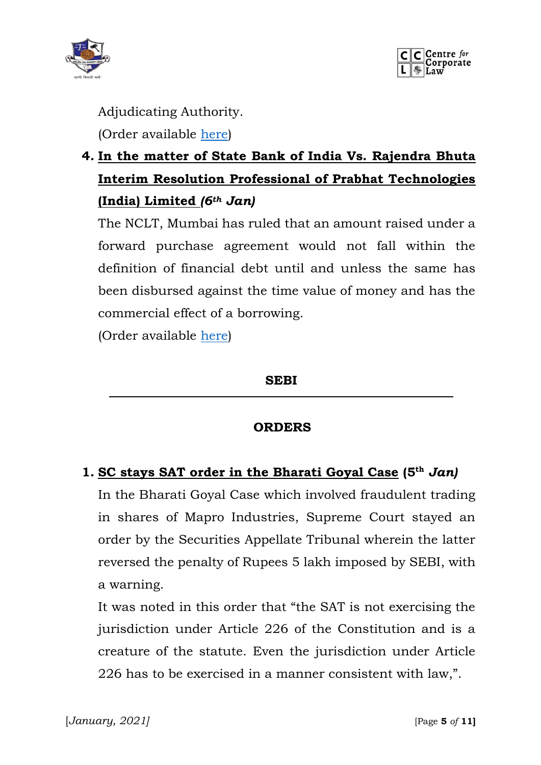Adjudicating Authority.

(Order available here)

4. **In the matter of State Bank of India Vs. Rajendra Bhuta Interim Resolution Professional of Prabhat Technologies (India) Limited** ***(6th Jan)***

   The NCLT, Mumbai has ruled that an amount raised under a forward purchase agreement would not fall within the definition of financial debt until and unless the same has been disbursed against the time value of money and has the commercial effect of a borrowing.

   (Order available here)

## SEBI

### ORDERS

1. **SC stays SAT order in the Bharati Goyal Case (5th** ***Jan)***

   In the Bharati Goyal Case which involved fraudulent trading in shares of Mapro Industries, Supreme Court stayed an order by the Securities Appellate Tribunal wherein the latter reversed the penalty of Rupees 5 lakh imposed by SEBI, with a warning.

   It was noted in this order that "the SAT is not exercising the jurisdiction under Article 226 of the Constitution and is a creature of the statute. Even the jurisdiction under Article 226 has to be exercised in a manner consistent with law,".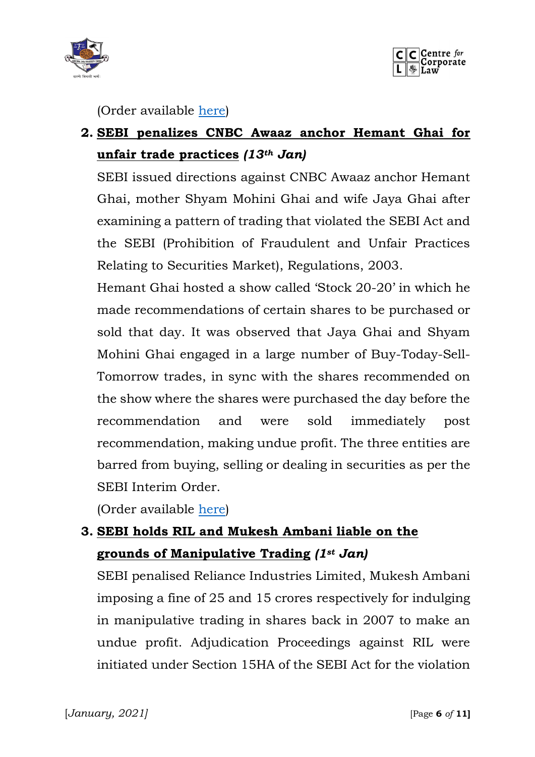(Order available here)

2. **SEBI penalizes CNBC Awaaz anchor Hemant Ghai for unfair trade practices** ***(13th Jan)***

   SEBI issued directions against CNBC Awaaz anchor Hemant Ghai, mother Shyam Mohini Ghai and wife Jaya Ghai after examining a pattern of trading that violated the SEBI Act and the SEBI (Prohibition of Fraudulent and Unfair Practices Relating to Securities Market), Regulations, 2003.

   Hemant Ghai hosted a show called 'Stock 20-20' in which he made recommendations of certain shares to be purchased or sold that day. It was observed that Jaya Ghai and Shyam Mohini Ghai engaged in a large number of Buy-Today-Sell-Tomorrow trades, in sync with the shares recommended on the show where the shares were purchased the day before the recommendation and were sold immediately post recommendation, making undue profit. The three entities are barred from buying, selling or dealing in securities as per the SEBI Interim Order.

   (Order available here)

3. **SEBI holds RIL and Mukesh Ambani liable on the grounds of Manipulative Trading** ***(1st Jan)***

   SEBI penalised Reliance Industries Limited, Mukesh Ambani imposing a fine of 25 and 15 crores respectively for indulging in manipulative trading in shares back in 2007 to make an undue profit. Adjudication Proceedings against RIL were initiated under Section 15HA of the SEBI Act for the violation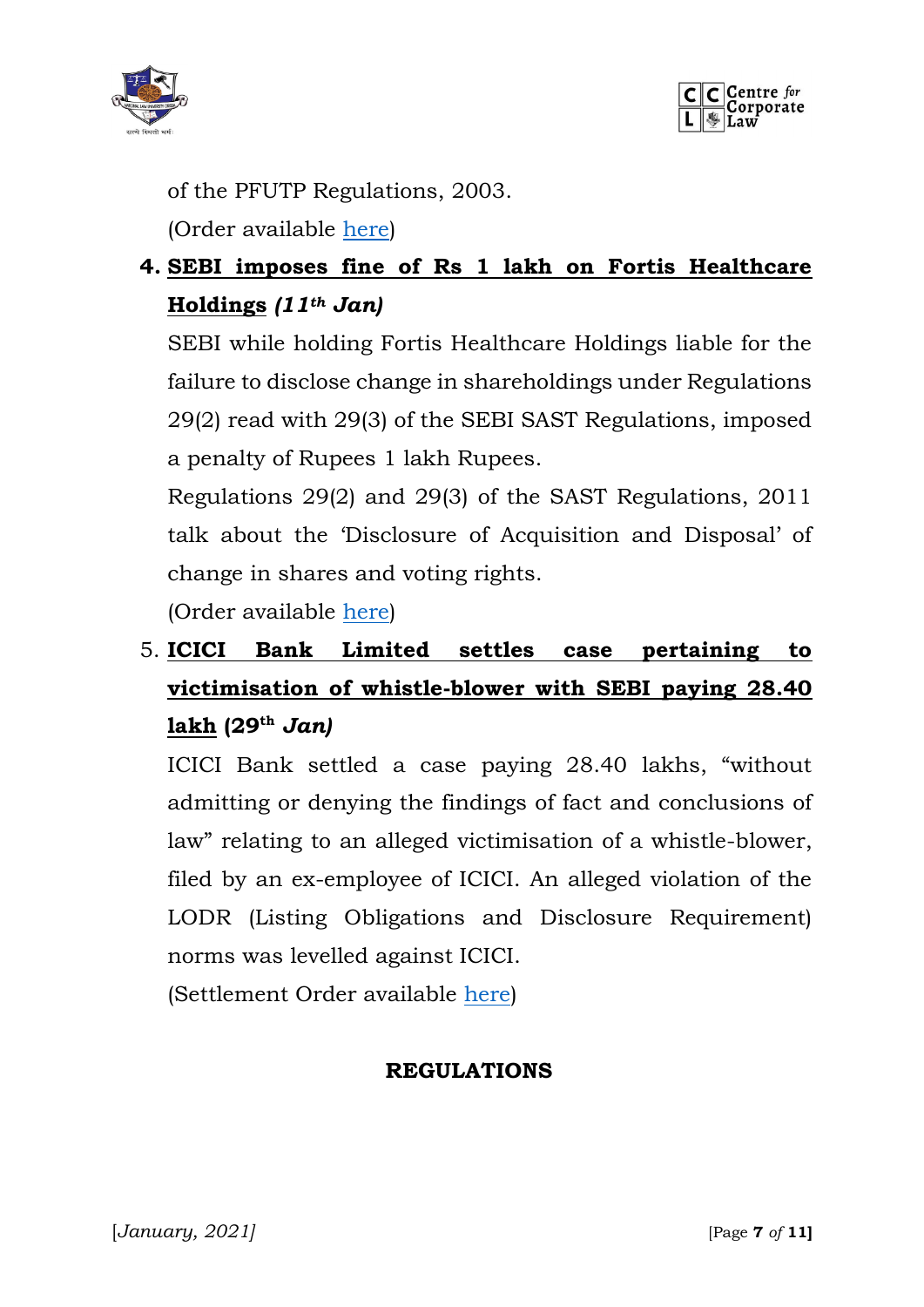of the PFUTP Regulations, 2003.

(Order available here)

4. **SEBI imposes fine of Rs 1 lakh on Fortis Healthcare Holdings** ***(11th Jan)***

   SEBI while holding Fortis Healthcare Holdings liable for the failure to disclose change in shareholdings under Regulations 29(2) read with 29(3) of the SEBI SAST Regulations, imposed a penalty of Rupees 1 lakh Rupees.

   Regulations 29(2) and 29(3) of the SAST Regulations, 2011 talk about the 'Disclosure of Acquisition and Disposal' of change in shares and voting rights.

   (Order available here)

5. **ICICI Bank Limited settles case pertaining to victimisation of whistle-blower with SEBI paying 28.40 lakh (29th *Jan)***

   ICICI Bank settled a case paying 28.40 lakhs, "without admitting or denying the findings of fact and conclusions of law" relating to an alleged victimisation of a whistle-blower, filed by an ex-employee of ICICI. An alleged violation of the LODR (Listing Obligations and Disclosure Requirement) norms was levelled against ICICI.

   (Settlement Order available here)

## REGULATIONS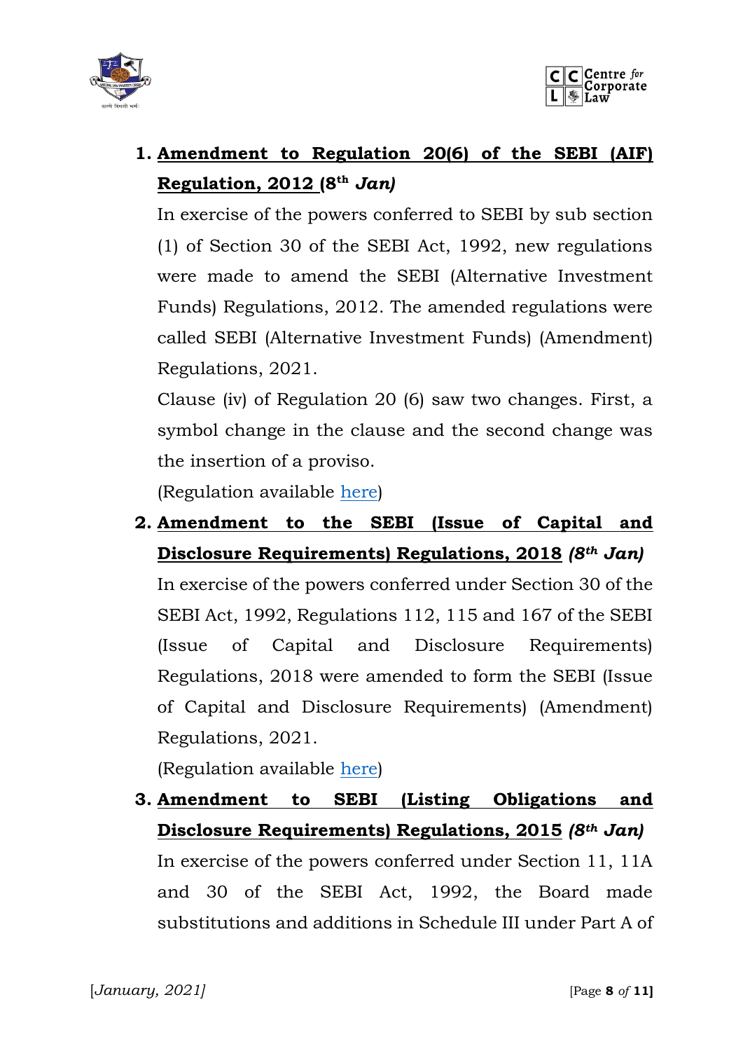1. **Amendment to Regulation 20(6) of the SEBI (AIF) Regulation, 2012 (8th *Jan)***

   In exercise of the powers conferred to SEBI by sub section (1) of Section 30 of the SEBI Act, 1992, new regulations were made to amend the SEBI (Alternative Investment Funds) Regulations, 2012. The amended regulations were called SEBI (Alternative Investment Funds) (Amendment) Regulations, 2021.

   Clause (iv) of Regulation 20 (6) saw two changes. First, a symbol change in the clause and the second change was the insertion of a proviso.

   (Regulation available here)

2. **Amendment to the SEBI (Issue of Capital and Disclosure Requirements) Regulations, 2018** ***(8th Jan)***

   In exercise of the powers conferred under Section 30 of the SEBI Act, 1992, Regulations 112, 115 and 167 of the SEBI (Issue of Capital and Disclosure Requirements) Regulations, 2018 were amended to form the SEBI (Issue of Capital and Disclosure Requirements) (Amendment) Regulations, 2021.

   (Regulation available here)

3. **Amendment to SEBI (Listing Obligations and Disclosure Requirements) Regulations, 2015** ***(8th Jan)***

   In exercise of the powers conferred under Section 11, 11A and 30 of the SEBI Act, 1992, the Board made substitutions and additions in Schedule III under Part A of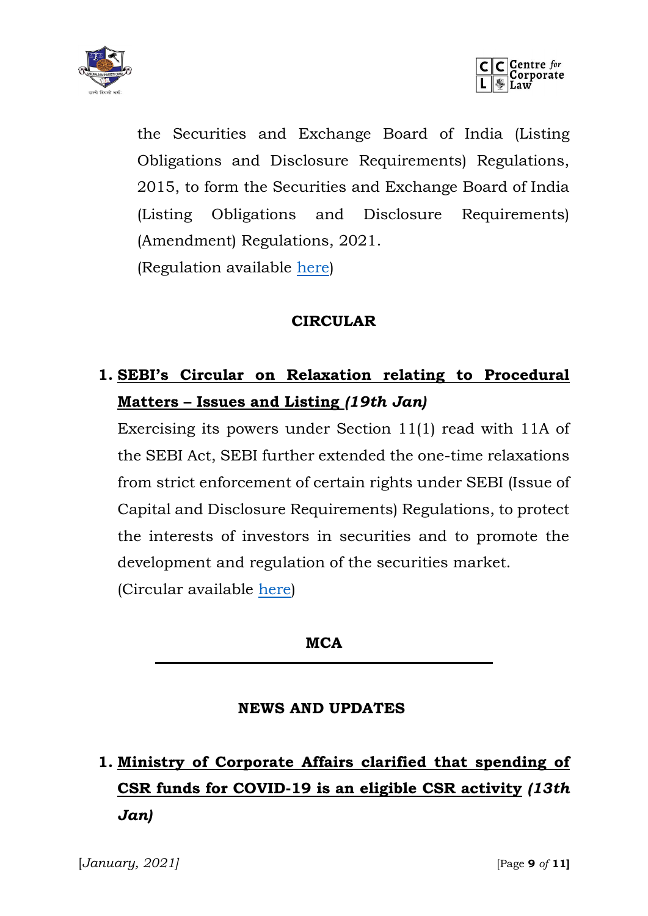the Securities and Exchange Board of India (Listing Obligations and Disclosure Requirements) Regulations, 2015, to form the Securities and Exchange Board of India (Listing Obligations and Disclosure Requirements) (Amendment) Regulations, 2021.
(Regulation available here)

## CIRCULAR

1. **SEBI's Circular on Relaxation relating to Procedural Matters – Issues and Listing *(19th Jan)***

   Exercising its powers under Section 11(1) read with 11A of the SEBI Act, SEBI further extended the one-time relaxations from strict enforcement of certain rights under SEBI (Issue of Capital and Disclosure Requirements) Regulations, to protect the interests of investors in securities and to promote the development and regulation of the securities market.
   (Circular available here)

## MCA

## NEWS AND UPDATES

1. **Ministry of Corporate Affairs clarified that spending of CSR funds for COVID-19 is an eligible CSR activity *(13th Jan)***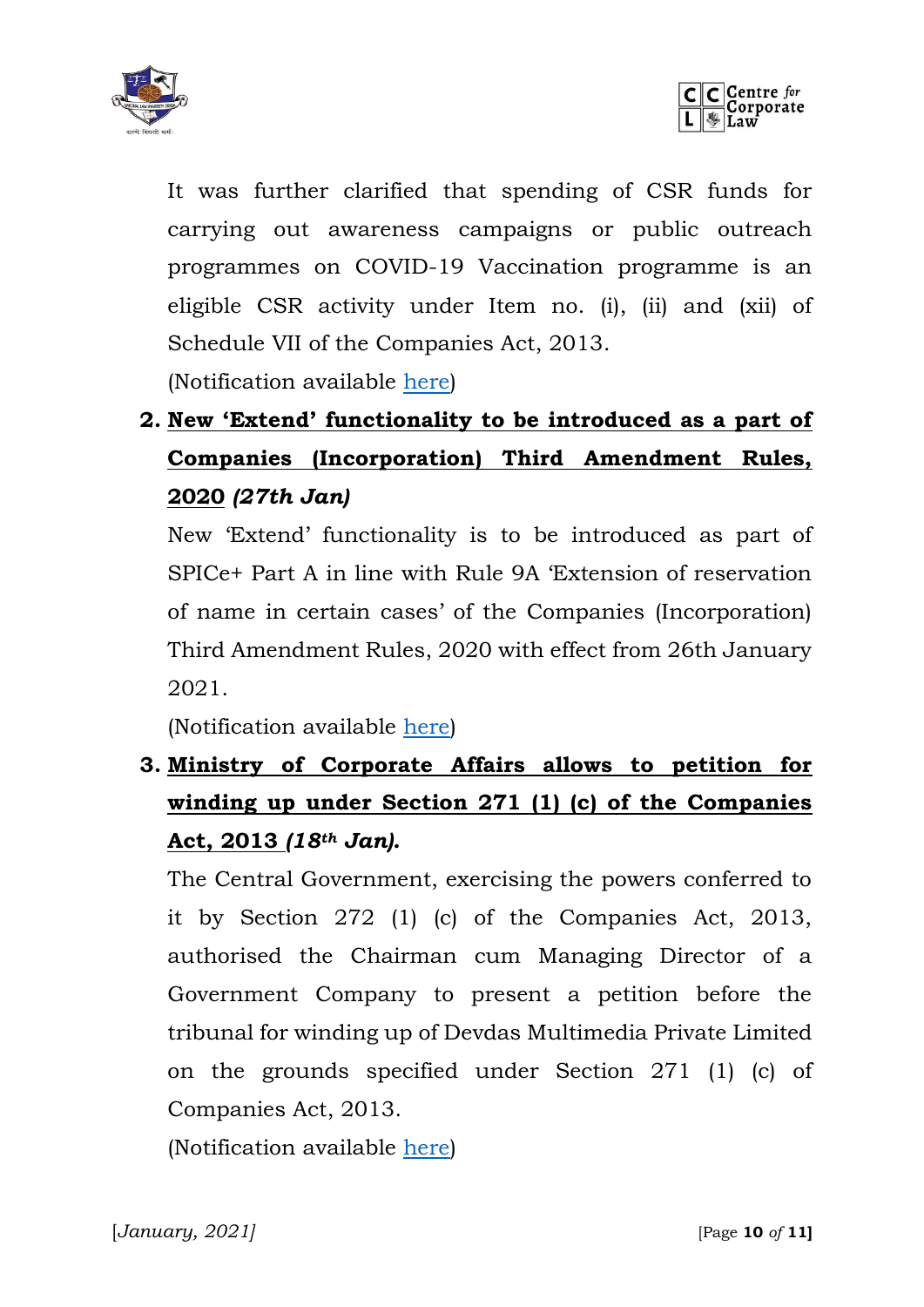It was further clarified that spending of CSR funds for carrying out awareness campaigns or public outreach programmes on COVID-19 Vaccination programme is an eligible CSR activity under Item no. (i), (ii) and (xii) of Schedule VII of the Companies Act, 2013.

(Notification available here)

2. **<u>New 'Extend' functionality to be introduced as a part of Companies (Incorporation) Third Amendment Rules, 2020</u>** ***(27th Jan)***

   New 'Extend' functionality is to be introduced as part of SPICe+ Part A in line with Rule 9A 'Extension of reservation of name in certain cases' of the Companies (Incorporation) Third Amendment Rules, 2020 with effect from 26th January 2021.

   (Notification available here)

3. **<u>Ministry of Corporate Affairs allows to petition for winding up under Section 271 (1) (c) of the Companies Act, 2013</u>** ***(18th Jan).***

   The Central Government, exercising the powers conferred to it by Section 272 (1) (c) of the Companies Act, 2013, authorised the Chairman cum Managing Director of a Government Company to present a petition before the tribunal for winding up of Devdas Multimedia Private Limited on the grounds specified under Section 271 (1) (c) of Companies Act, 2013.

   (Notification available here)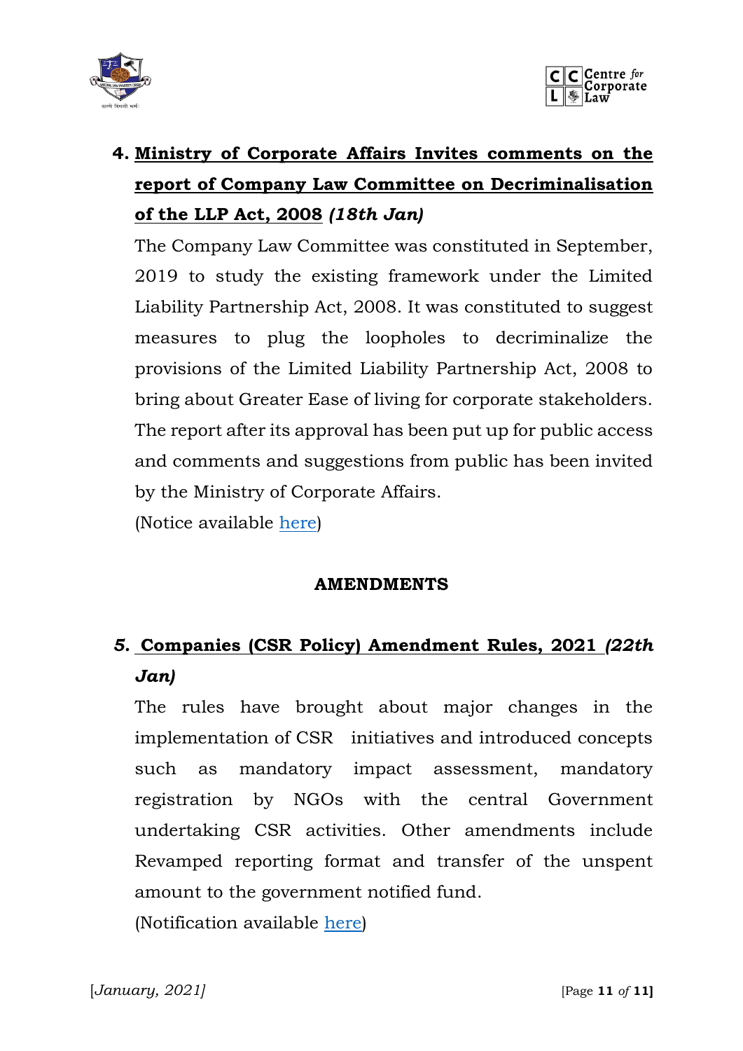4. **<u>Ministry of Corporate Affairs Invites comments on the report of Company Law Committee on Decriminalisation of the LLP Act, 2008</u>** ***(18th Jan)***

   The Company Law Committee was constituted in September, 2019 to study the existing framework under the Limited Liability Partnership Act, 2008. It was constituted to suggest measures to plug the loopholes to decriminalize the provisions of the Limited Liability Partnership Act, 2008 to bring about Greater Ease of living for corporate stakeholders. The report after its approval has been put up for public access and comments and suggestions from public has been invited by the Ministry of Corporate Affairs.

   (Notice available here)

**AMENDMENTS**

5. **<u>Companies (CSR Policy) Amendment Rules, 2021</u>** ***(22th Jan)***

   The rules have brought about major changes in the implementation of CSR initiatives and introduced concepts such as mandatory impact assessment, mandatory registration by NGOs with the central Government undertaking CSR activities. Other amendments include Revamped reporting format and transfer of the unspent amount to the government notified fund.

   (Notification available here)